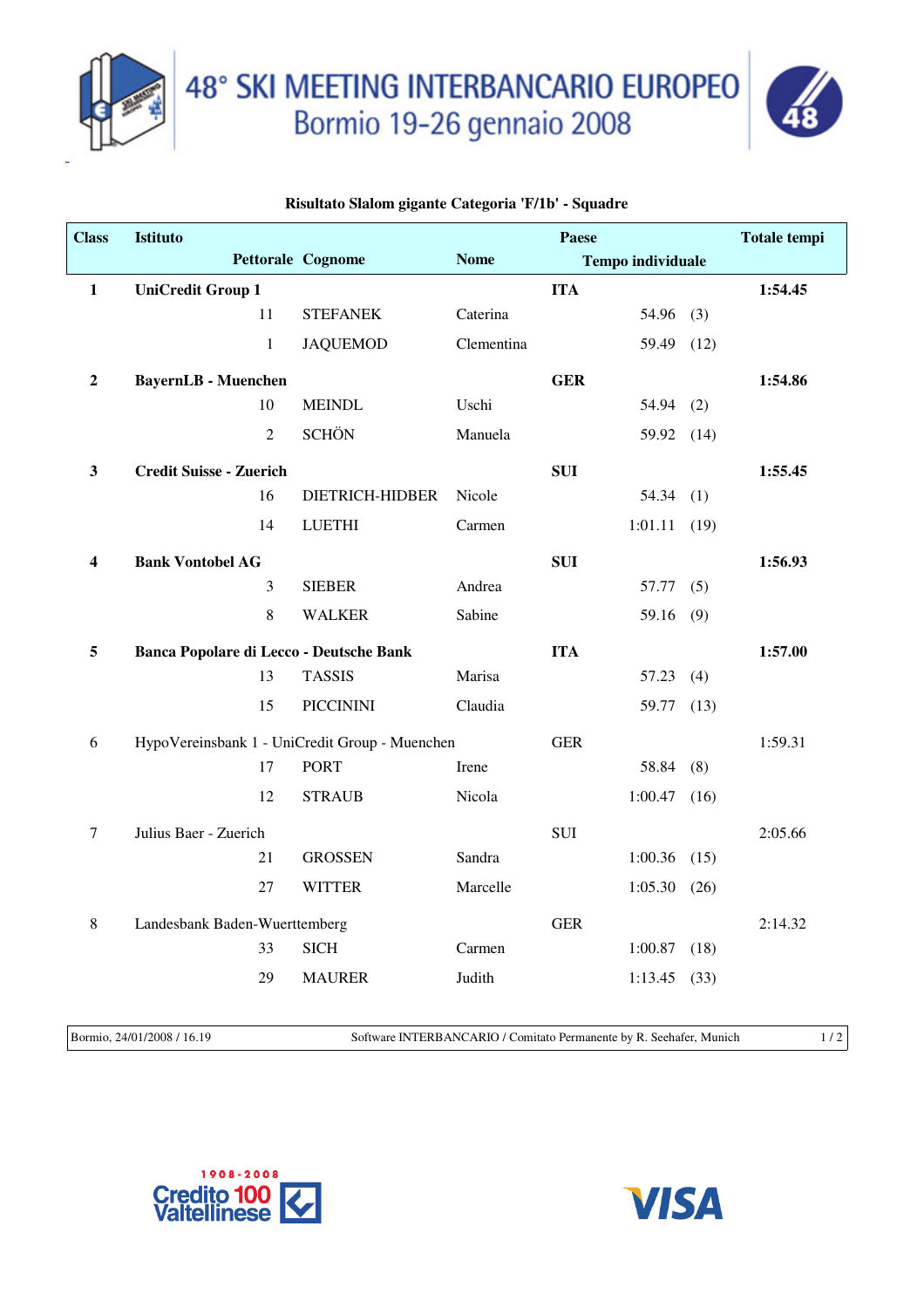# 48° SKI MEETING INTERBANCARIO EUROPEO
## Bormio 19-26 gennaio 2008

**Risultato Slalom gigante Categoria 'F/1b' - Squadre**

| Class | Istituto | | | Paese | | Totale tempi |
|---|---|---|---|---|---|---|
| | Pettorale | Cognome | Nome | Tempo individuale | | |
| **1** | **UniCredit Group 1** | | | **ITA** | | **1:54.45** |
| | 11 | STEFANEK | Caterina | 54.96 | (3) | |
| | 1 | JAQUEMOD | Clementina | 59.49 | (12) | |
| **2** | **BayernLB - Muenchen** | | | **GER** | | **1:54.86** |
| | 10 | MEINDL | Uschi | 54.94 | (2) | |
| | 2 | SCHÖN | Manuela | 59.92 | (14) | |
| **3** | **Credit Suisse - Zuerich** | | | **SUI** | | **1:55.45** |
| | 16 | DIETRICH-HIDBER | Nicole | 54.34 | (1) | |
| | 14 | LUETHI | Carmen | 1:01.11 | (19) | |
| **4** | **Bank Vontobel AG** | | | **SUI** | | **1:56.93** |
| | 3 | SIEBER | Andrea | 57.77 | (5) | |
| | 8 | WALKER | Sabine | 59.16 | (9) | |
| **5** | **Banca Popolare di Lecco - Deutsche Bank** | | | **ITA** | | **1:57.00** |
| | 13 | TASSIS | Marisa | 57.23 | (4) | |
| | 15 | PICCININI | Claudia | 59.77 | (13) | |
| 6 | HypoVereinsbank 1 - UniCredit Group - Muenchen | | | GER | | 1:59.31 |
| | 17 | PORT | Irene | 58.84 | (8) | |
| | 12 | STRAUB | Nicola | 1:00.47 | (16) | |
| 7 | Julius Baer - Zuerich | | | SUI | | 2:05.66 |
| | 21 | GROSSEN | Sandra | 1:00.36 | (15) | |
| | 27 | WITTER | Marcelle | 1:05.30 | (26) | |
| 8 | Landesbank Baden-Wuerttemberg | | | GER | | 2:14.32 |
| | 33 | SICH | Carmen | 1:00.87 | (18) | |
| | 29 | MAURER | Judith | 1:13.45 | (33) | |

Bormio, 24/01/2008 / 16.19 — Software INTERBANCARIO / Comitato Permanente by R. Seehafer, Munich

1908-2008 Credito Valtellinese 100

VISA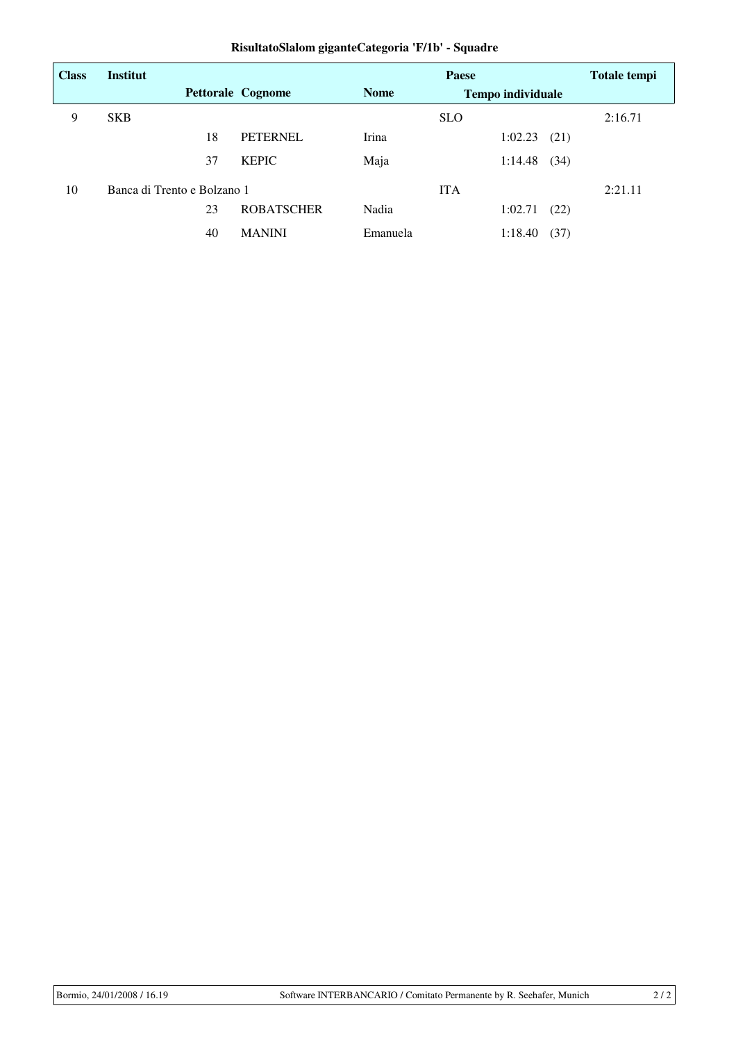**RisultatoSlalom giganteCategoria 'F/1b' - Squadre**

| Class | Institut | | | | Paese | | Totale tempi |
|---|---|---|---|---|---|---|---|
| | | Pettorale | Cognome | Nome | Tempo individuale | | |
| 9 | SKB | | | | SLO | | 2:16.71 |
| | | 18 | PETERNEL | Irina | 1:02.23 | (21) | |
| | | 37 | KEPIC | Maja | 1:14.48 | (34) | |
| 10 | Banca di Trento e Bolzano 1 | | | | ITA | | 2:21.11 |
| | | 23 | ROBATSCHER | Nadia | 1:02.71 | (22) | |
| | | 40 | MANINI | Emanuela | 1:18.40 | (37) | |

Bormio, 24/01/2008 / 16.19 Software INTERBANCARIO / Comitato Permanente by R. Seehafer, Munich